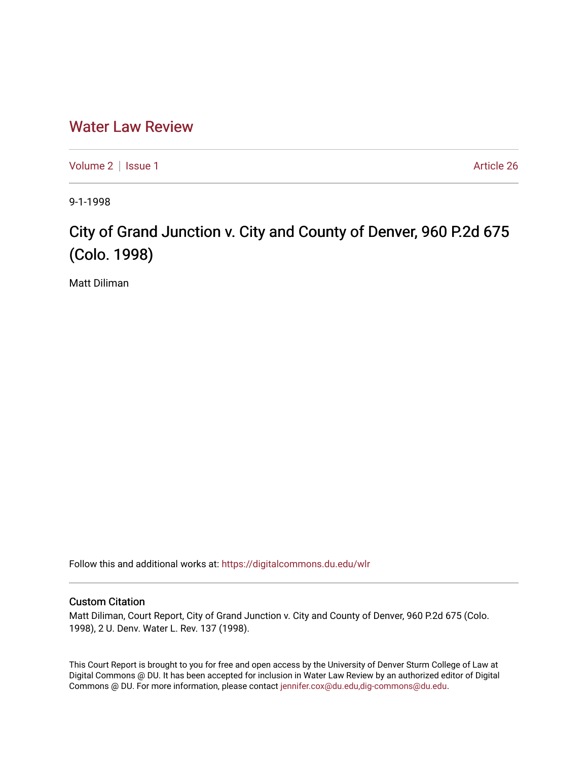# Water Law Review

Volume 2 | Issue 1 Article 26

9-1-1998

# City of Grand Junction v. City and County of Denver, 960 P.2d 675 (Colo. 1998)

Matt Diliman

Follow this and additional works at: https://digitalcommons.du.edu/wlr

### Custom Citation

Matt Diliman, Court Report, City of Grand Junction v. City and County of Denver, 960 P.2d 675 (Colo. 1998), 2 U. Denv. Water L. Rev. 137 (1998).

This Court Report is brought to you for free and open access by the University of Denver Sturm College of Law at Digital Commons @ DU. It has been accepted for inclusion in Water Law Review by an authorized editor of Digital Commons @ DU. For more information, please contact jennifer.cox@du.edu,dig-commons@du.edu.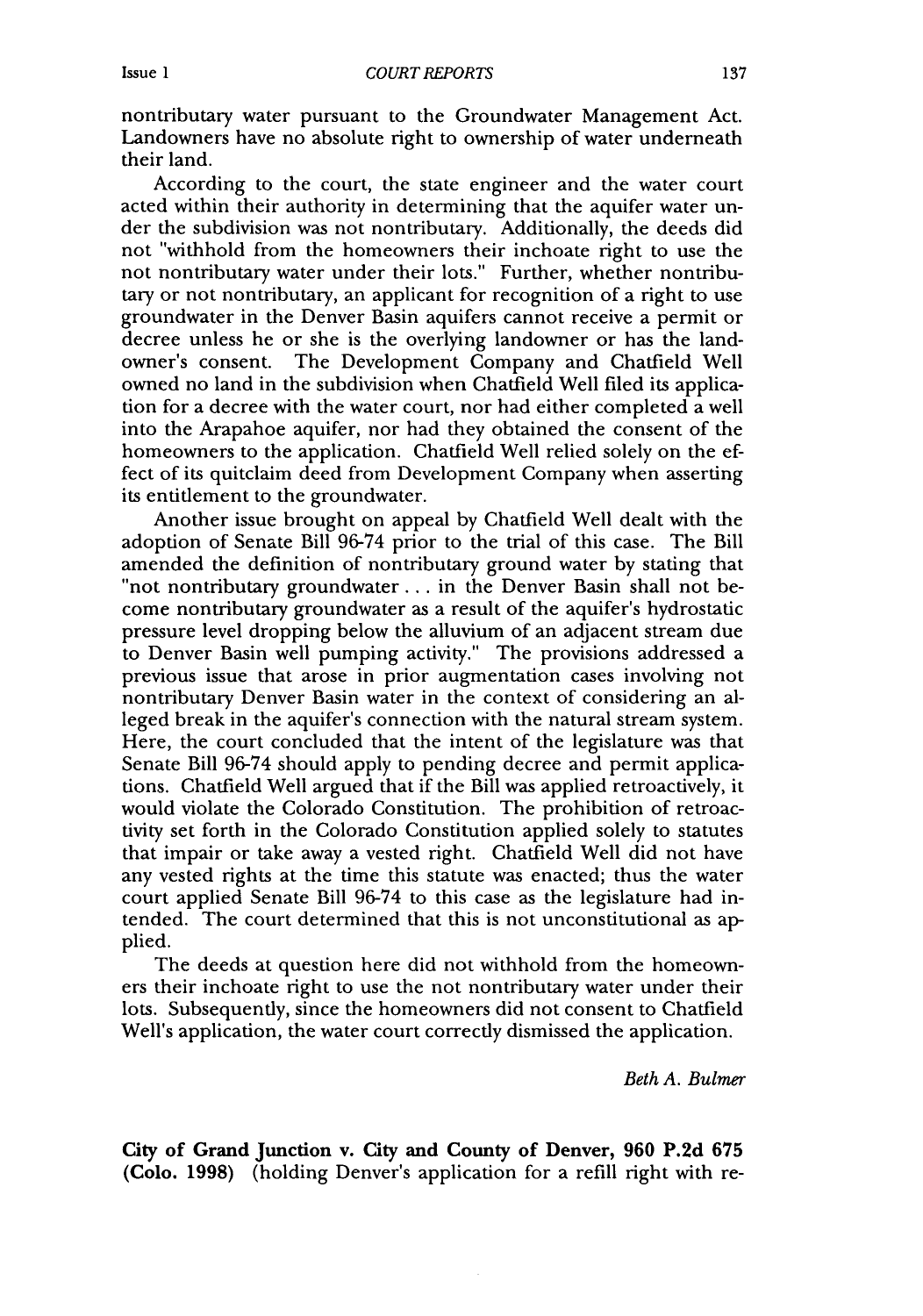nontributary water pursuant to the Groundwater Management Act. Landowners have no absolute right to ownership of water underneath their land.

According to the court, the state engineer and the water court acted within their authority in determining that the aquifer water under the subdivision was not nontributary. Additionally, the deeds did not "withhold from the homeowners their inchoate right to use the not nontributary water under their lots." Further, whether nontributary or not nontributary, an applicant for recognition of a right to use groundwater in the Denver Basin aquifers cannot receive a permit or decree unless he or she is the overlying landowner or has the landowner's consent. The Development Company and Chatfield Well owned no land in the subdivision when Chatfield Well filed its application for a decree with the water court, nor had either completed a well into the Arapahoe aquifer, nor had they obtained the consent of the homeowners to the application. Chatfield Well relied solely on the effect of its quitclaim deed from Development Company when asserting its entitlement to the groundwater.

Another issue brought on appeal by Chatfield Well dealt with the adoption of Senate Bill 96-74 prior to the trial of this case. The Bill amended the definition of nontributary ground water by stating that "not nontributary groundwater . . . in the Denver Basin shall not become nontributary groundwater as a result of the aquifer's hydrostatic pressure level dropping below the alluvium of an adjacent stream due to Denver Basin well pumping activity." The provisions addressed a previous issue that arose in prior augmentation cases involving not nontributary Denver Basin water in the context of considering an alleged break in the aquifer's connection with the natural stream system. Here, the court concluded that the intent of the legislature was that Senate Bill 96-74 should apply to pending decree and permit applications. Chatfield Well argued that if the Bill was applied retroactively, it would violate the Colorado Constitution. The prohibition of retroactivity set forth in the Colorado Constitution applied solely to statutes that impair or take away a vested right. Chatfield Well did not have any vested rights at the time this statute was enacted; thus the water court applied Senate Bill 96-74 to this case as the legislature had intended. The court determined that this is not unconstitutional as applied.

The deeds at question here did not withhold from the homeowners their inchoate right to use the not nontributary water under their lots. Subsequently, since the homeowners did not consent to Chatfield Well's application, the water court correctly dismissed the application.

*Beth A. Bulmer*

**City of Grand Junction v. City and County of Denver, 960 P.2d 675 (Colo. 1998)** (holding Denver's application for a refill right with re-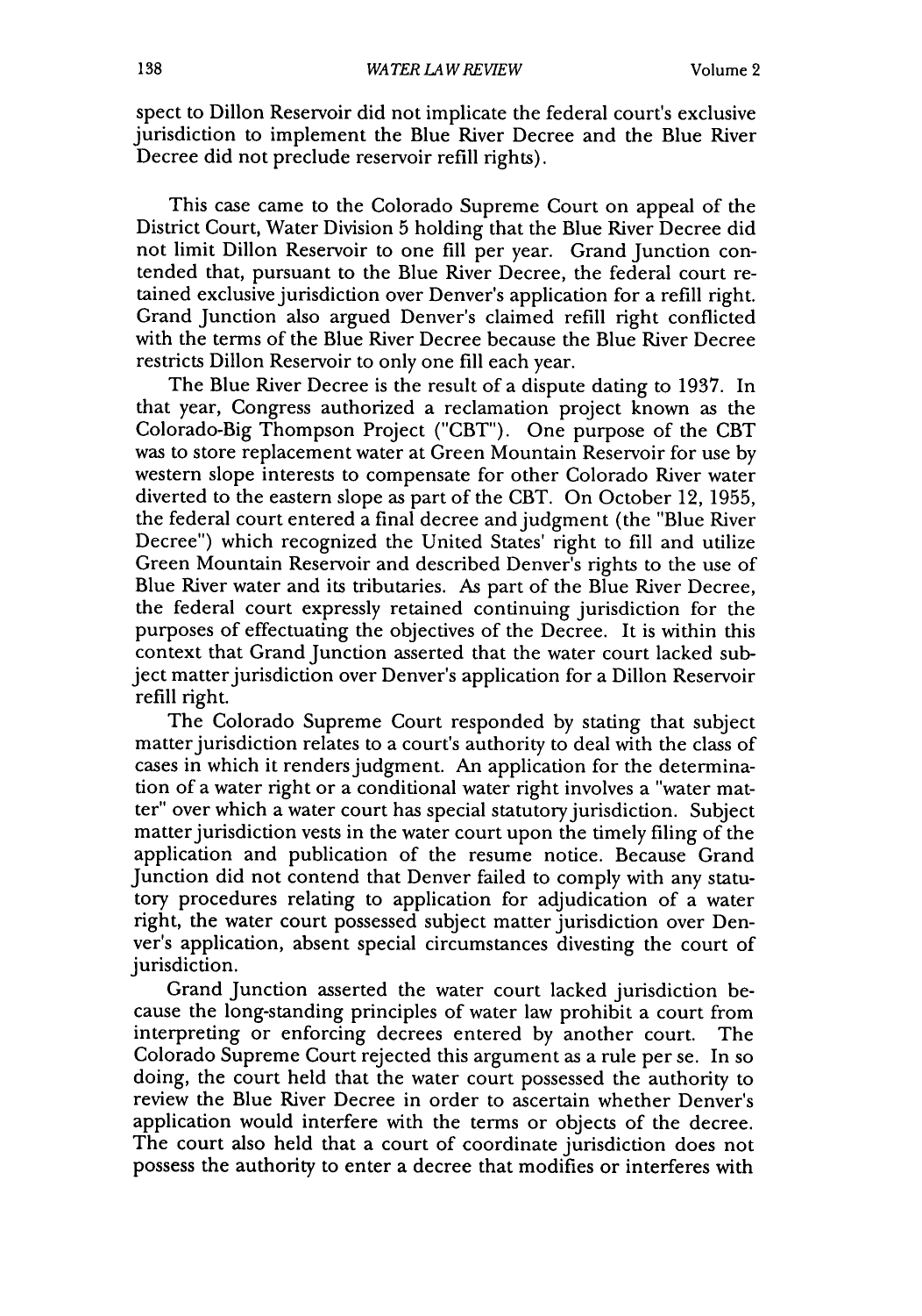spect to Dillon Reservoir did not implicate the federal court's exclusive jurisdiction to implement the Blue River Decree and the Blue River Decree did not preclude reservoir refill rights).

This case came to the Colorado Supreme Court on appeal of the District Court, Water Division 5 holding that the Blue River Decree did not limit Dillon Reservoir to one fill per year. Grand Junction contended that, pursuant to the Blue River Decree, the federal court retained exclusive jurisdiction over Denver's application for a refill right. Grand Junction also argued Denver's claimed refill right conflicted with the terms of the Blue River Decree because the Blue River Decree restricts Dillon Reservoir to only one fill each year.

The Blue River Decree is the result of a dispute dating to 1937. In that year, Congress authorized a reclamation project known as the Colorado-Big Thompson Project ("CBT"). One purpose of the CBT was to store replacement water at Green Mountain Reservoir for use by western slope interests to compensate for other Colorado River water diverted to the eastern slope as part of the CBT. On October 12, 1955, the federal court entered a final decree and judgment (the "Blue River Decree") which recognized the United States' right to fill and utilize Green Mountain Reservoir and described Denver's rights to the use of Blue River water and its tributaries. As part of the Blue River Decree, the federal court expressly retained continuing jurisdiction for the purposes of effectuating the objectives of the Decree. It is within this context that Grand Junction asserted that the water court lacked subject matter jurisdiction over Denver's application for a Dillon Reservoir refill right.

The Colorado Supreme Court responded by stating that subject matter jurisdiction relates to a court's authority to deal with the class of cases in which it renders judgment. An application for the determination of a water right or a conditional water right involves a "water matter" over which a water court has special statutory jurisdiction. Subject matter jurisdiction vests in the water court upon the timely filing of the application and publication of the resume notice. Because Grand Junction did not contend that Denver failed to comply with any statutory procedures relating to application for adjudication of a water right, the water court possessed subject matter jurisdiction over Denver's application, absent special circumstances divesting the court of jurisdiction.

Grand Junction asserted the water court lacked jurisdiction because the long-standing principles of water law prohibit a court from interpreting or enforcing decrees entered by another court. The Colorado Supreme Court rejected this argument as a rule per se. In so doing, the court held that the water court possessed the authority to review the Blue River Decree in order to ascertain whether Denver's application would interfere with the terms or objects of the decree. The court also held that a court of coordinate jurisdiction does not possess the authority to enter a decree that modifies or interferes with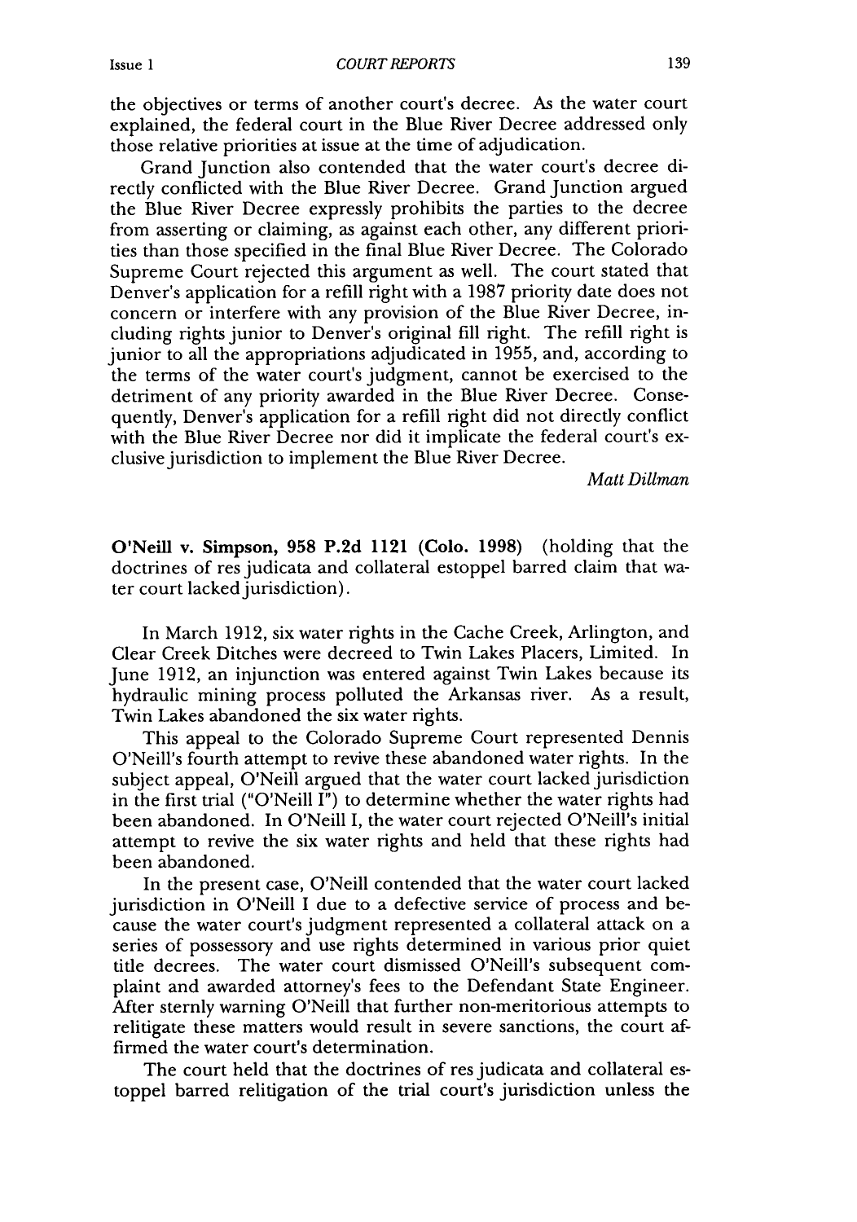the objectives or terms of another court's decree. As the water court explained, the federal court in the Blue River Decree addressed only those relative priorities at issue at the time of adjudication.

Grand Junction also contended that the water court's decree directly conflicted with the Blue River Decree. Grand Junction argued the Blue River Decree expressly prohibits the parties to the decree from asserting or claiming, as against each other, any different priorities than those specified in the final Blue River Decree. The Colorado Supreme Court rejected this argument as well. The court stated that Denver's application for a refill right with a 1987 priority date does not concern or interfere with any provision of the Blue River Decree, including rights junior to Denver's original fill right. The refill right is junior to all the appropriations adjudicated in 1955, and, according to the terms of the water court's judgment, cannot be exercised to the detriment of any priority awarded in the Blue River Decree. Consequently, Denver's application for a refill right did not directly conflict with the Blue River Decree nor did it implicate the federal court's exclusive jurisdiction to implement the Blue River Decree.

*Matt Dillman*

**O'Neill v. Simpson, 958 P.2d 1121 (Colo. 1998)** (holding that the doctrines of res judicata and collateral estoppel barred claim that water court lacked jurisdiction).

In March 1912, six water rights in the Cache Creek, Arlington, and Clear Creek Ditches were decreed to Twin Lakes Placers, Limited. In June 1912, an injunction was entered against Twin Lakes because its hydraulic mining process polluted the Arkansas river. As a result, Twin Lakes abandoned the six water rights.

This appeal to the Colorado Supreme Court represented Dennis O'Neill's fourth attempt to revive these abandoned water rights. In the subject appeal, O'Neill argued that the water court lacked jurisdiction in the first trial ("O'Neill I") to determine whether the water rights had been abandoned. In O'Neill I, the water court rejected O'Neill's initial attempt to revive the six water rights and held that these rights had been abandoned.

In the present case, O'Neill contended that the water court lacked jurisdiction in O'Neill I due to a defective service of process and because the water court's judgment represented a collateral attack on a series of possessory and use rights determined in various prior quiet title decrees. The water court dismissed O'Neill's subsequent complaint and awarded attorney's fees to the Defendant State Engineer. After sternly warning O'Neill that further non-meritorious attempts to relitigate these matters would result in severe sanctions, the court affirmed the water court's determination.

The court held that the doctrines of res judicata and collateral estoppel barred relitigation of the trial court's jurisdiction unless the